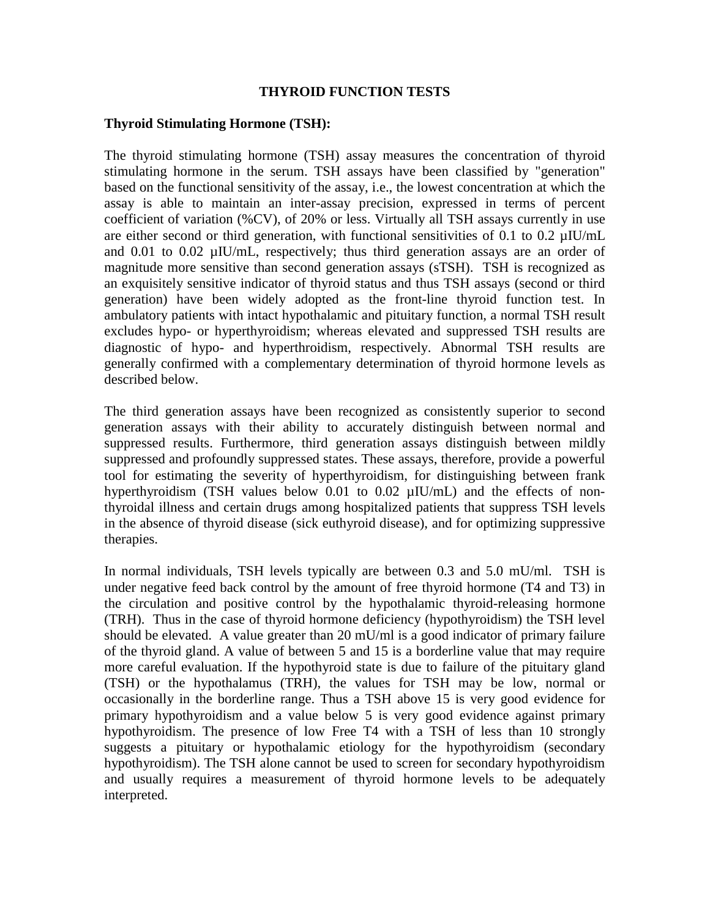# THYROID FUNCTION TESTS

**Thyroid Stimulating Hormone (TSH):**

The thyroid stimulating hormone (TSH) assay measures the concentration of thyroid stimulating hormone in the serum. TSH assays have been classified by "generation" based on the functional sensitivity of the assay, i.e., the lowest concentration at which the assay is able to maintain an inter-assay precision, expressed in terms of percent coefficient of variation (%CV), of 20% or less. Virtually all TSH assays currently in use are either second or third generation, with functional sensitivities of 0.1 to 0.2 µIU/mL and 0.01 to 0.02 µIU/mL, respectively; thus third generation assays are an order of magnitude more sensitive than second generation assays (sTSH). TSH is recognized as an exquisitely sensitive indicator of thyroid status and thus TSH assays (second or third generation) have been widely adopted as the front-line thyroid function test. In ambulatory patients with intact hypothalamic and pituitary function, a normal TSH result excludes hypo- or hyperthyroidism; whereas elevated and suppressed TSH results are diagnostic of hypo- and hyperthroidism, respectively. Abnormal TSH results are generally confirmed with a complementary determination of thyroid hormone levels as described below.

The third generation assays have been recognized as consistently superior to second generation assays with their ability to accurately distinguish between normal and suppressed results. Furthermore, third generation assays distinguish between mildly suppressed and profoundly suppressed states. These assays, therefore, provide a powerful tool for estimating the severity of hyperthyroidism, for distinguishing between frank hyperthyroidism (TSH values below 0.01 to 0.02 µIU/mL) and the effects of non-thyroidal illness and certain drugs among hospitalized patients that suppress TSH levels in the absence of thyroid disease (sick euthyroid disease), and for optimizing suppressive therapies.

In normal individuals, TSH levels typically are between 0.3 and 5.0 mU/ml. TSH is under negative feed back control by the amount of free thyroid hormone (T4 and T3) in the circulation and positive control by the hypothalamic thyroid-releasing hormone (TRH). Thus in the case of thyroid hormone deficiency (hypothyroidism) the TSH level should be elevated. A value greater than 20 mU/ml is a good indicator of primary failure of the thyroid gland. A value of between 5 and 15 is a borderline value that may require more careful evaluation. If the hypothyroid state is due to failure of the pituitary gland (TSH) or the hypothalamus (TRH), the values for TSH may be low, normal or occasionally in the borderline range. Thus a TSH above 15 is very good evidence for primary hypothyroidism and a value below 5 is very good evidence against primary hypothyroidism. The presence of low Free T4 with a TSH of less than 10 strongly suggests a pituitary or hypothalamic etiology for the hypothyroidism (secondary hypothyroidism). The TSH alone cannot be used to screen for secondary hypothyroidism and usually requires a measurement of thyroid hormone levels to be adequately interpreted.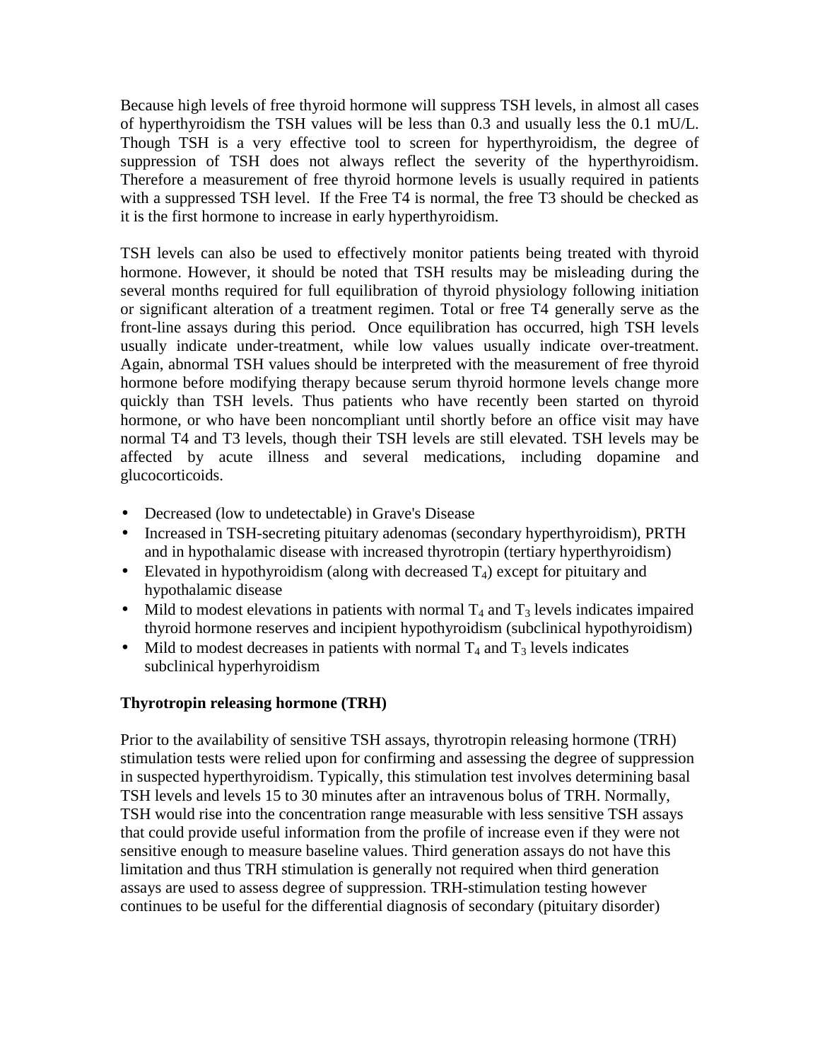Because high levels of free thyroid hormone will suppress TSH levels, in almost all cases of hyperthyroidism the TSH values will be less than 0.3 and usually less the 0.1 mU/L. Though TSH is a very effective tool to screen for hyperthyroidism, the degree of suppression of TSH does not always reflect the severity of the hyperthyroidism. Therefore a measurement of free thyroid hormone levels is usually required in patients with a suppressed TSH level. If the Free T4 is normal, the free T3 should be checked as it is the first hormone to increase in early hyperthyroidism.

TSH levels can also be used to effectively monitor patients being treated with thyroid hormone. However, it should be noted that TSH results may be misleading during the several months required for full equilibration of thyroid physiology following initiation or significant alteration of a treatment regimen. Total or free T4 generally serve as the front-line assays during this period. Once equilibration has occurred, high TSH levels usually indicate under-treatment, while low values usually indicate over-treatment. Again, abnormal TSH values should be interpreted with the measurement of free thyroid hormone before modifying therapy because serum thyroid hormone levels change more quickly than TSH levels. Thus patients who have recently been started on thyroid hormone, or who have been noncompliant until shortly before an office visit may have normal T4 and T3 levels, though their TSH levels are still elevated. TSH levels may be affected by acute illness and several medications, including dopamine and glucocorticoids.

- Decreased (low to undetectable) in Grave's Disease
- Increased in TSH-secreting pituitary adenomas (secondary hyperthyroidism), PRTH and in hypothalamic disease with increased thyrotropin (tertiary hyperthyroidism)
- Elevated in hypothyroidism (along with decreased $T_4$) except for pituitary and hypothalamic disease
- Mild to modest elevations in patients with normal $T_4$ and $T_3$ levels indicates impaired thyroid hormone reserves and incipient hypothyroidism (subclinical hypothyroidism)
- Mild to modest decreases in patients with normal $T_4$ and $T_3$ levels indicates subclinical hyperhyroidism

**Thyrotropin releasing hormone (TRH)**

Prior to the availability of sensitive TSH assays, thyrotropin releasing hormone (TRH) stimulation tests were relied upon for confirming and assessing the degree of suppression in suspected hyperthyroidism. Typically, this stimulation test involves determining basal TSH levels and levels 15 to 30 minutes after an intravenous bolus of TRH. Normally, TSH would rise into the concentration range measurable with less sensitive TSH assays that could provide useful information from the profile of increase even if they were not sensitive enough to measure baseline values. Third generation assays do not have this limitation and thus TRH stimulation is generally not required when third generation assays are used to assess degree of suppression. TRH-stimulation testing however continues to be useful for the differential diagnosis of secondary (pituitary disorder)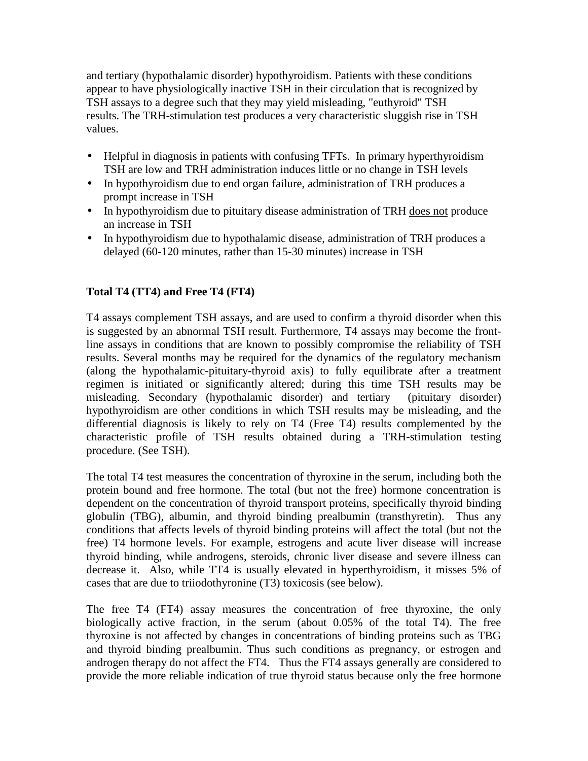and tertiary (hypothalamic disorder) hypothyroidism. Patients with these conditions appear to have physiologically inactive TSH in their circulation that is recognized by TSH assays to a degree such that they may yield misleading, "euthyroid" TSH results. The TRH-stimulation test produces a very characteristic sluggish rise in TSH values.

- Helpful in diagnosis in patients with confusing TFTs. In primary hyperthyroidism TSH are low and TRH administration induces little or no change in TSH levels
- In hypothyroidism due to end organ failure, administration of TRH produces a prompt increase in TSH
- In hypothyroidism due to pituitary disease administration of TRH does not produce an increase in TSH
- In hypothyroidism due to hypothalamic disease, administration of TRH produces a delayed (60-120 minutes, rather than 15-30 minutes) increase in TSH

**Total T4 (TT4) and Free T4 (FT4)**

T4 assays complement TSH assays, and are used to confirm a thyroid disorder when this is suggested by an abnormal TSH result. Furthermore, T4 assays may become the front-line assays in conditions that are known to possibly compromise the reliability of TSH results. Several months may be required for the dynamics of the regulatory mechanism (along the hypothalamic-pituitary-thyroid axis) to fully equilibrate after a treatment regimen is initiated or significantly altered; during this time TSH results may be misleading. Secondary (hypothalamic disorder) and tertiary (pituitary disorder) hypothyroidism are other conditions in which TSH results may be misleading, and the differential diagnosis is likely to rely on T4 (Free T4) results complemented by the characteristic profile of TSH results obtained during a TRH-stimulation testing procedure. (See TSH).

The total T4 test measures the concentration of thyroxine in the serum, including both the protein bound and free hormone. The total (but not the free) hormone concentration is dependent on the concentration of thyroid transport proteins, specifically thyroid binding globulin (TBG), albumin, and thyroid binding prealbumin (transthyretin). Thus any conditions that affects levels of thyroid binding proteins will affect the total (but not the free) T4 hormone levels. For example, estrogens and acute liver disease will increase thyroid binding, while androgens, steroids, chronic liver disease and severe illness can decrease it. Also, while TT4 is usually elevated in hyperthyroidism, it misses 5% of cases that are due to triiodothyronine (T3) toxicosis (see below).

The free T4 (FT4) assay measures the concentration of free thyroxine, the only biologically active fraction, in the serum (about 0.05% of the total T4). The free thyroxine is not affected by changes in concentrations of binding proteins such as TBG and thyroid binding prealbumin. Thus such conditions as pregnancy, or estrogen and androgen therapy do not affect the FT4. Thus the FT4 assays generally are considered to provide the more reliable indication of true thyroid status because only the free hormone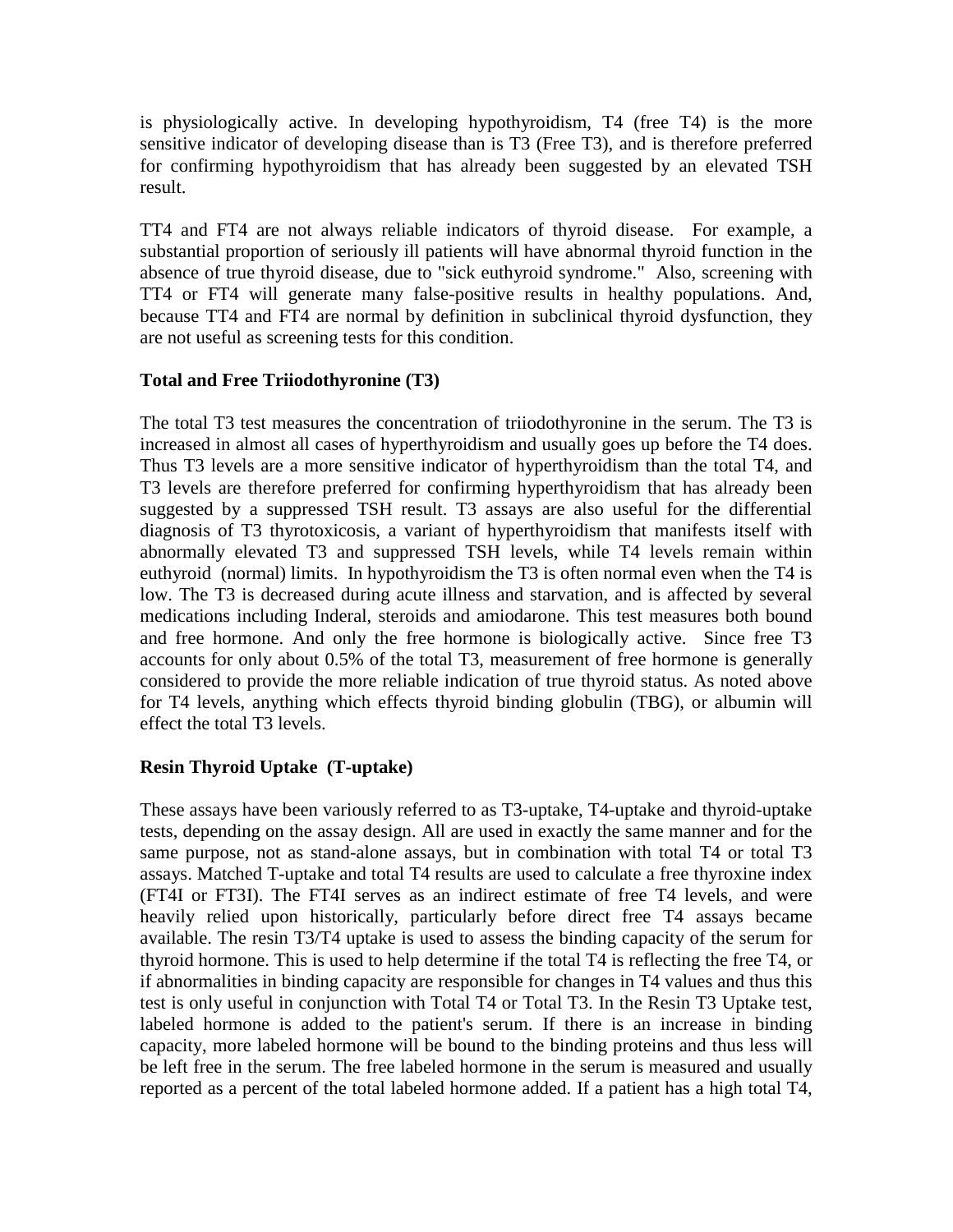is physiologically active. In developing hypothyroidism, T4 (free T4) is the more sensitive indicator of developing disease than is T3 (Free T3), and is therefore preferred for confirming hypothyroidism that has already been suggested by an elevated TSH result.

TT4 and FT4 are not always reliable indicators of thyroid disease. For example, a substantial proportion of seriously ill patients will have abnormal thyroid function in the absence of true thyroid disease, due to "sick euthyroid syndrome." Also, screening with TT4 or FT4 will generate many false-positive results in healthy populations. And, because TT4 and FT4 are normal by definition in subclinical thyroid dysfunction, they are not useful as screening tests for this condition.

**Total and Free Triiodothyronine (T3)**

The total T3 test measures the concentration of triiodothyronine in the serum. The T3 is increased in almost all cases of hyperthyroidism and usually goes up before the T4 does. Thus T3 levels are a more sensitive indicator of hyperthyroidism than the total T4, and T3 levels are therefore preferred for confirming hyperthyroidism that has already been suggested by a suppressed TSH result. T3 assays are also useful for the differential diagnosis of T3 thyrotoxicosis, a variant of hyperthyroidism that manifests itself with abnormally elevated T3 and suppressed TSH levels, while T4 levels remain within euthyroid (normal) limits. In hypothyroidism the T3 is often normal even when the T4 is low. The T3 is decreased during acute illness and starvation, and is affected by several medications including Inderal, steroids and amiodarone. This test measures both bound and free hormone. And only the free hormone is biologically active. Since free T3 accounts for only about 0.5% of the total T3, measurement of free hormone is generally considered to provide the more reliable indication of true thyroid status. As noted above for T4 levels, anything which effects thyroid binding globulin (TBG), or albumin will effect the total T3 levels.

**Resin Thyroid Uptake (T-uptake)**

These assays have been variously referred to as T3-uptake, T4-uptake and thyroid-uptake tests, depending on the assay design. All are used in exactly the same manner and for the same purpose, not as stand-alone assays, but in combination with total T4 or total T3 assays. Matched T-uptake and total T4 results are used to calculate a free thyroxine index (FT4I or FT3I). The FT4I serves as an indirect estimate of free T4 levels, and were heavily relied upon historically, particularly before direct free T4 assays became available. The resin T3/T4 uptake is used to assess the binding capacity of the serum for thyroid hormone. This is used to help determine if the total T4 is reflecting the free T4, or if abnormalities in binding capacity are responsible for changes in T4 values and thus this test is only useful in conjunction with Total T4 or Total T3. In the Resin T3 Uptake test, labeled hormone is added to the patient's serum. If there is an increase in binding capacity, more labeled hormone will be bound to the binding proteins and thus less will be left free in the serum. The free labeled hormone in the serum is measured and usually reported as a percent of the total labeled hormone added. If a patient has a high total T4,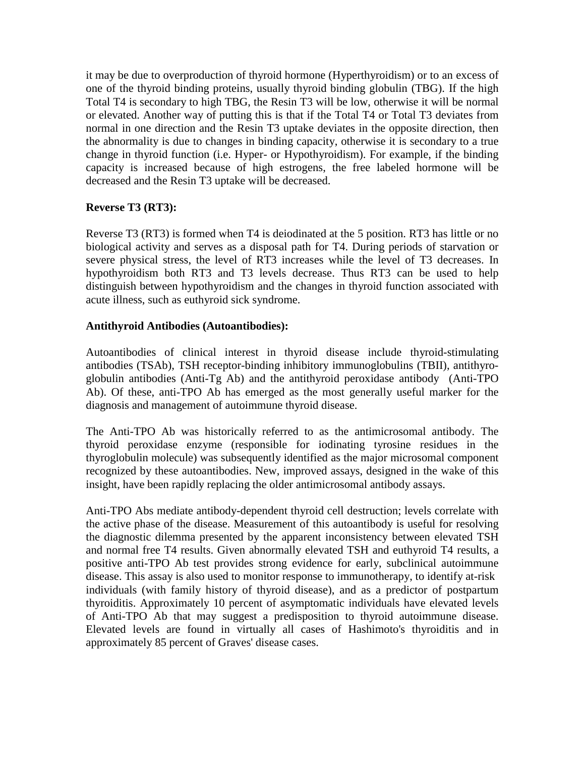it may be due to overproduction of thyroid hormone (Hyperthyroidism) or to an excess of one of the thyroid binding proteins, usually thyroid binding globulin (TBG). If the high Total T4 is secondary to high TBG, the Resin T3 will be low, otherwise it will be normal or elevated. Another way of putting this is that if the Total T4 or Total T3 deviates from normal in one direction and the Resin T3 uptake deviates in the opposite direction, then the abnormality is due to changes in binding capacity, otherwise it is secondary to a true change in thyroid function (i.e. Hyper- or Hypothyroidism). For example, if the binding capacity is increased because of high estrogens, the free labeled hormone will be decreased and the Resin T3 uptake will be decreased.

**Reverse T3 (RT3):**

Reverse T3 (RT3) is formed when T4 is deiodinated at the 5 position. RT3 has little or no biological activity and serves as a disposal path for T4. During periods of starvation or severe physical stress, the level of RT3 increases while the level of T3 decreases. In hypothyroidism both RT3 and T3 levels decrease. Thus RT3 can be used to help distinguish between hypothyroidism and the changes in thyroid function associated with acute illness, such as euthyroid sick syndrome.

**Antithyroid Antibodies (Autoantibodies):**

Autoantibodies of clinical interest in thyroid disease include thyroid-stimulating antibodies (TSAb), TSH receptor-binding inhibitory immunoglobulins (TBII), antithyroglobulin antibodies (Anti-Tg Ab) and the antithyroid peroxidase antibody (Anti-TPO Ab). Of these, anti-TPO Ab has emerged as the most generally useful marker for the diagnosis and management of autoimmune thyroid disease.

The Anti-TPO Ab was historically referred to as the antimicrosomal antibody. The thyroid peroxidase enzyme (responsible for iodinating tyrosine residues in the thyroglobulin molecule) was subsequently identified as the major microsomal component recognized by these autoantibodies. New, improved assays, designed in the wake of this insight, have been rapidly replacing the older antimicrosomal antibody assays.

Anti-TPO Abs mediate antibody-dependent thyroid cell destruction; levels correlate with the active phase of the disease. Measurement of this autoantibody is useful for resolving the diagnostic dilemma presented by the apparent inconsistency between elevated TSH and normal free T4 results. Given abnormally elevated TSH and euthyroid T4 results, a positive anti-TPO Ab test provides strong evidence for early, subclinical autoimmune disease. This assay is also used to monitor response to immunotherapy, to identify at-risk individuals (with family history of thyroid disease), and as a predictor of postpartum thyroiditis. Approximately 10 percent of asymptomatic individuals have elevated levels of Anti-TPO Ab that may suggest a predisposition to thyroid autoimmune disease. Elevated levels are found in virtually all cases of Hashimoto's thyroiditis and in approximately 85 percent of Graves' disease cases.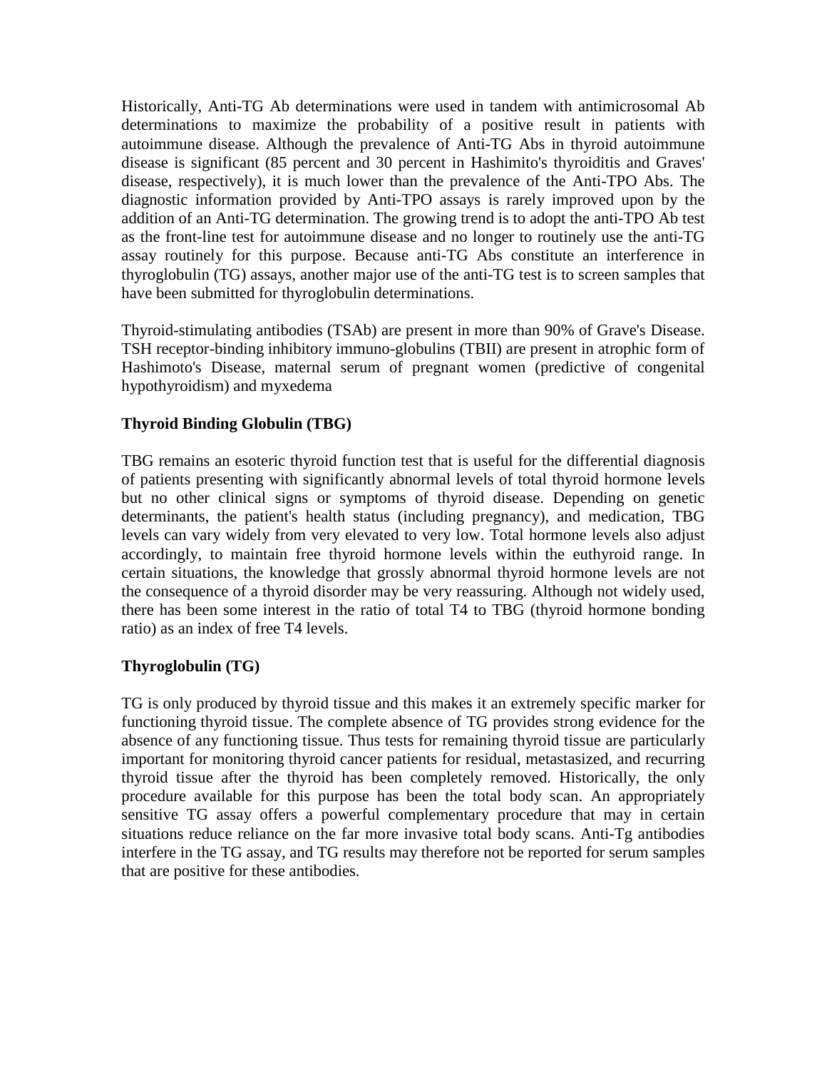Historically, Anti-TG Ab determinations were used in tandem with antimicrosomal Ab determinations to maximize the probability of a positive result in patients with autoimmune disease. Although the prevalence of Anti-TG Abs in thyroid autoimmune disease is significant (85 percent and 30 percent in Hashimito's thyroiditis and Graves' disease, respectively), it is much lower than the prevalence of the Anti-TPO Abs. The diagnostic information provided by Anti-TPO assays is rarely improved upon by the addition of an Anti-TG determination. The growing trend is to adopt the anti-TPO Ab test as the front-line test for autoimmune disease and no longer to routinely use the anti-TG assay routinely for this purpose. Because anti-TG Abs constitute an interference in thyroglobulin (TG) assays, another major use of the anti-TG test is to screen samples that have been submitted for thyroglobulin determinations.

Thyroid-stimulating antibodies (TSAb) are present in more than 90% of Grave's Disease. TSH receptor-binding inhibitory immuno-globulins (TBII) are present in atrophic form of Hashimoto's Disease, maternal serum of pregnant women (predictive of congenital hypothyroidism) and myxedema

**Thyroid Binding Globulin (TBG)**

TBG remains an esoteric thyroid function test that is useful for the differential diagnosis of patients presenting with significantly abnormal levels of total thyroid hormone levels but no other clinical signs or symptoms of thyroid disease. Depending on genetic determinants, the patient's health status (including pregnancy), and medication, TBG levels can vary widely from very elevated to very low. Total hormone levels also adjust accordingly, to maintain free thyroid hormone levels within the euthyroid range. In certain situations, the knowledge that grossly abnormal thyroid hormone levels are not the consequence of a thyroid disorder may be very reassuring. Although not widely used, there has been some interest in the ratio of total T4 to TBG (thyroid hormone bonding ratio) as an index of free T4 levels.

**Thyroglobulin (TG)**

TG is only produced by thyroid tissue and this makes it an extremely specific marker for functioning thyroid tissue. The complete absence of TG provides strong evidence for the absence of any functioning tissue. Thus tests for remaining thyroid tissue are particularly important for monitoring thyroid cancer patients for residual, metastasized, and recurring thyroid tissue after the thyroid has been completely removed. Historically, the only procedure available for this purpose has been the total body scan. An appropriately sensitive TG assay offers a powerful complementary procedure that may in certain situations reduce reliance on the far more invasive total body scans. Anti-Tg antibodies interfere in the TG assay, and TG results may therefore not be reported for serum samples that are positive for these antibodies.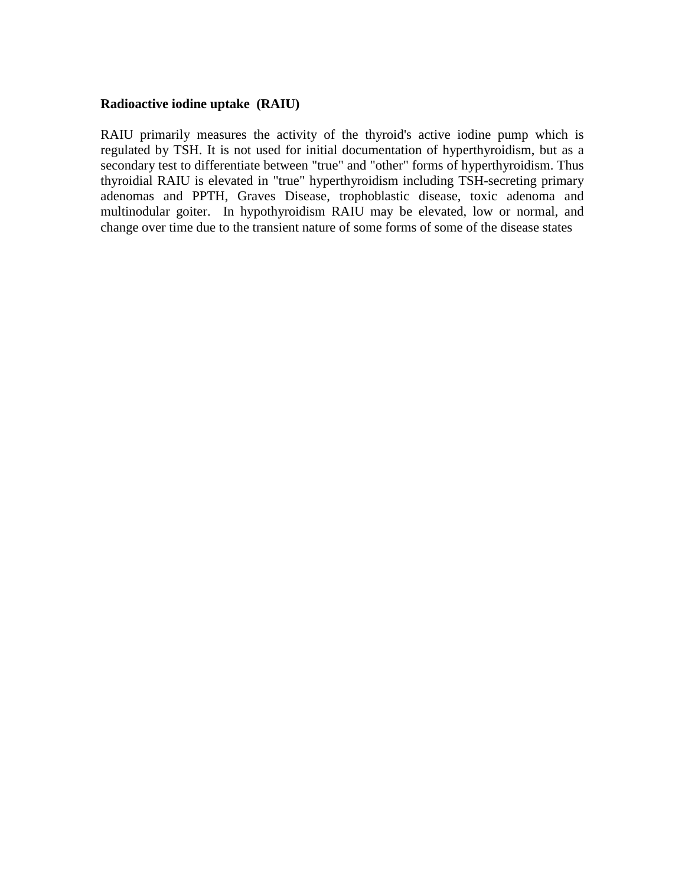**Radioactive iodine uptake (RAIU)**

RAIU primarily measures the activity of the thyroid's active iodine pump which is regulated by TSH. It is not used for initial documentation of hyperthyroidism, but as a secondary test to differentiate between "true" and "other" forms of hyperthyroidism. Thus thyroidial RAIU is elevated in "true" hyperthyroidism including TSH-secreting primary adenomas and PPTH, Graves Disease, trophoblastic disease, toxic adenoma and multinodular goiter. In hypothyroidism RAIU may be elevated, low or normal, and change over time due to the transient nature of some forms of some of the disease states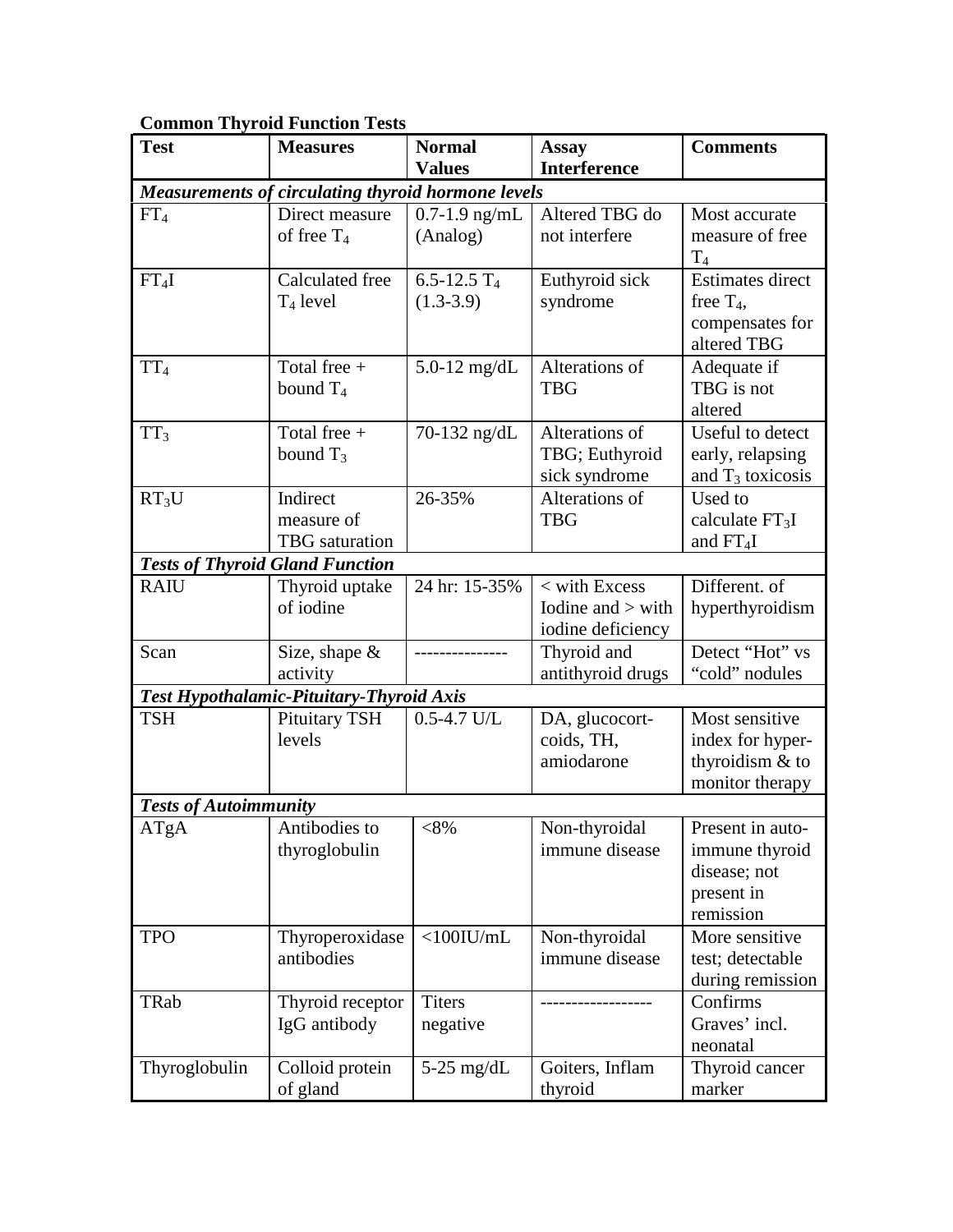**Common Thyroid Function Tests**

| Test | Measures | Normal Values | Assay Interference | Comments |
|---|---|---|---|---|
| ***Measurements of circulating thyroid hormone levels*** | | | | |
| $FT_4$ | Direct measure of free $T_4$ | 0.7-1.9 ng/mL (Analog) | Altered TBG do not interfere | Most accurate measure of free $T_4$ |
| $FT_4I$ | Calculated free $T_4$ level | 6.5-12.5 $T_4$ (1.3-3.9) | Euthyroid sick syndrome | Estimates direct free $T_4$, compensates for altered TBG |
| $TT_4$ | Total free + bound $T_4$ | 5.0-12 mg/dL | Alterations of TBG | Adequate if TBG is not altered |
| $TT_3$ | Total free + bound $T_3$ | 70-132 ng/dL | Alterations of TBG; Euthyroid sick syndrome | Useful to detect early, relapsing and $T_3$ toxicosis |
| $RT_3U$ | Indirect measure of TBG saturation | 26-35% | Alterations of TBG | Used to calculate $FT_3I$ and $FT_4I$ |
| ***Tests of Thyroid Gland Function*** | | | | |
| RAIU | Thyroid uptake of iodine | 24 hr: 15-35% | < with Excess Iodine and > with iodine deficiency | Different. of hyperthyroidism |
| Scan | Size, shape & activity | --------------- | Thyroid and antithyroid drugs | Detect "Hot" vs "cold" nodules |
| ***Test Hypothalamic-Pituitary-Thyroid Axis*** | | | | |
| TSH | Pituitary TSH levels | 0.5-4.7 U/L | DA, glucocort-coids, TH, amiodarone | Most sensitive index for hyper-thyroidism & to monitor therapy |
| ***Tests of Autoimmunity*** | | | | |
| ATgA | Antibodies to thyroglobulin | <8% | Non-thyroidal immune disease | Present in auto-immune thyroid disease; not present in remission |
| TPO | Thyroperoxidase antibodies | <100IU/mL | Non-thyroidal immune disease | More sensitive test; detectable during remission |
| TRab | Thyroid receptor IgG antibody | Titers negative | ------------------ | Confirms Graves' incl. neonatal |
| Thyroglobulin | Colloid protein of gland | 5-25 mg/dL | Goiters, Inflam thyroid | Thyroid cancer marker |